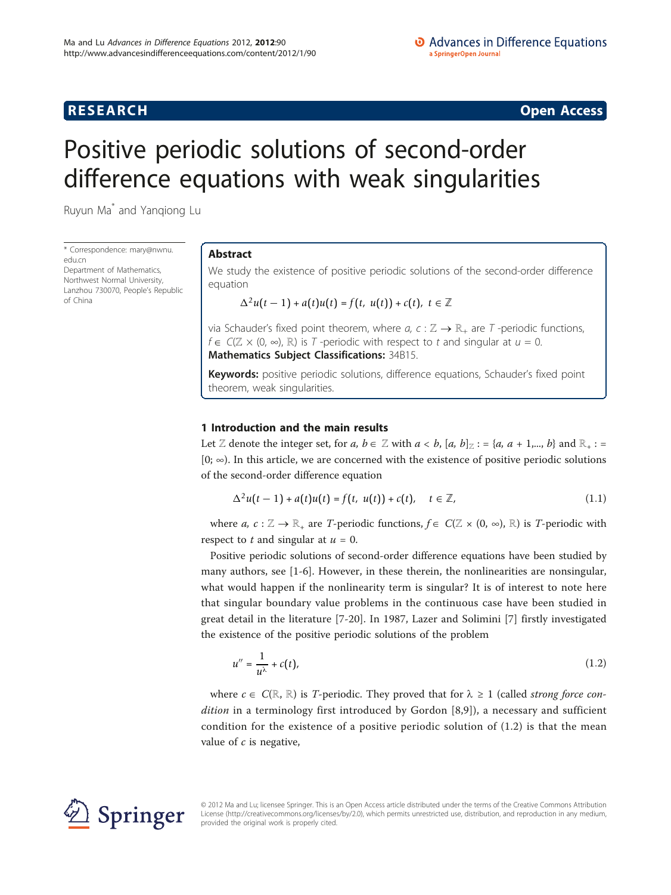**RESEARCH** **Open Access**

# Positive periodic solutions of second-order difference equations with weak singularities

Ruyun Ma[*] and Yanqiong Lu

[*] Correspondence: mary@nwnu.edu.cn
Department of Mathematics, Northwest Normal University, Lanzhou 730070, People's Republic of China

## Abstract

We study the existence of positive periodic solutions of the second-order difference equation

$$\Delta^2 u(t-1) + a(t)u(t) = f(t,\ u(t)) + c(t),\ t \in \mathbb{Z}$$

via Schauder's fixed point theorem, where $a,\ c : \mathbb{Z} \to \mathbb{R}_+$ are $T$-periodic functions, $f \in C(\mathbb{Z} \times (0, \infty), \mathbb{R})$ is $T$-periodic with respect to $t$ and singular at $u = 0$.

**Mathematics Subject Classifications:** 34B15.

**Keywords:** positive periodic solutions, difference equations, Schauder's fixed point theorem, weak singularities.

## 1 Introduction and the main results

Let $\mathbb{Z}$ denote the integer set, for $a, b \in \mathbb{Z}$ with $a < b$, $[a, b]_{\mathbb{Z}} := \{a, a + 1,..., b\}$ and $\mathbb{R}_+ := [0; \infty)$. In this article, we are concerned with the existence of positive periodic solutions of the second-order difference equation

$$\Delta^2 u(t-1) + a(t)u(t) = f(t,\ u(t)) + c(t), \quad t \in \mathbb{Z}, \tag{1.1}$$

where $a,\ c : \mathbb{Z} \to \mathbb{R}_+$ are $T$-periodic functions, $f \in C(\mathbb{Z} \times (0, \infty), \mathbb{R})$ is $T$-periodic with respect to $t$ and singular at $u = 0$.

Positive periodic solutions of second-order difference equations have been studied by many authors, see [1-6]. However, in these therein, the nonlinearities are nonsingular, what would happen if the nonlinearity term is singular? It is of interest to note here that singular boundary value problems in the continuous case have been studied in great detail in the literature [7-20]. In 1987, Lazer and Solimini [7] firstly investigated the existence of the positive periodic solutions of the problem

$$u'' = \frac{1}{u^{\lambda}} + c(t), \tag{1.2}$$

where $c \in C(\mathbb{R}, \mathbb{R})$ is $T$-periodic. They proved that for $\lambda \geq 1$ (called *strong force condition* in a terminology first introduced by Gordon [8,9]), a necessary and sufficient condition for the existence of a positive periodic solution of (1.2) is that the mean value of $c$ is negative,

© 2012 Ma and Lu; licensee Springer. This is an Open Access article distributed under the terms of the Creative Commons Attribution License (http://creativecommons.org/licenses/by/2.0), which permits unrestricted use, distribution, and reproduction in any medium, provided the original work is properly cited.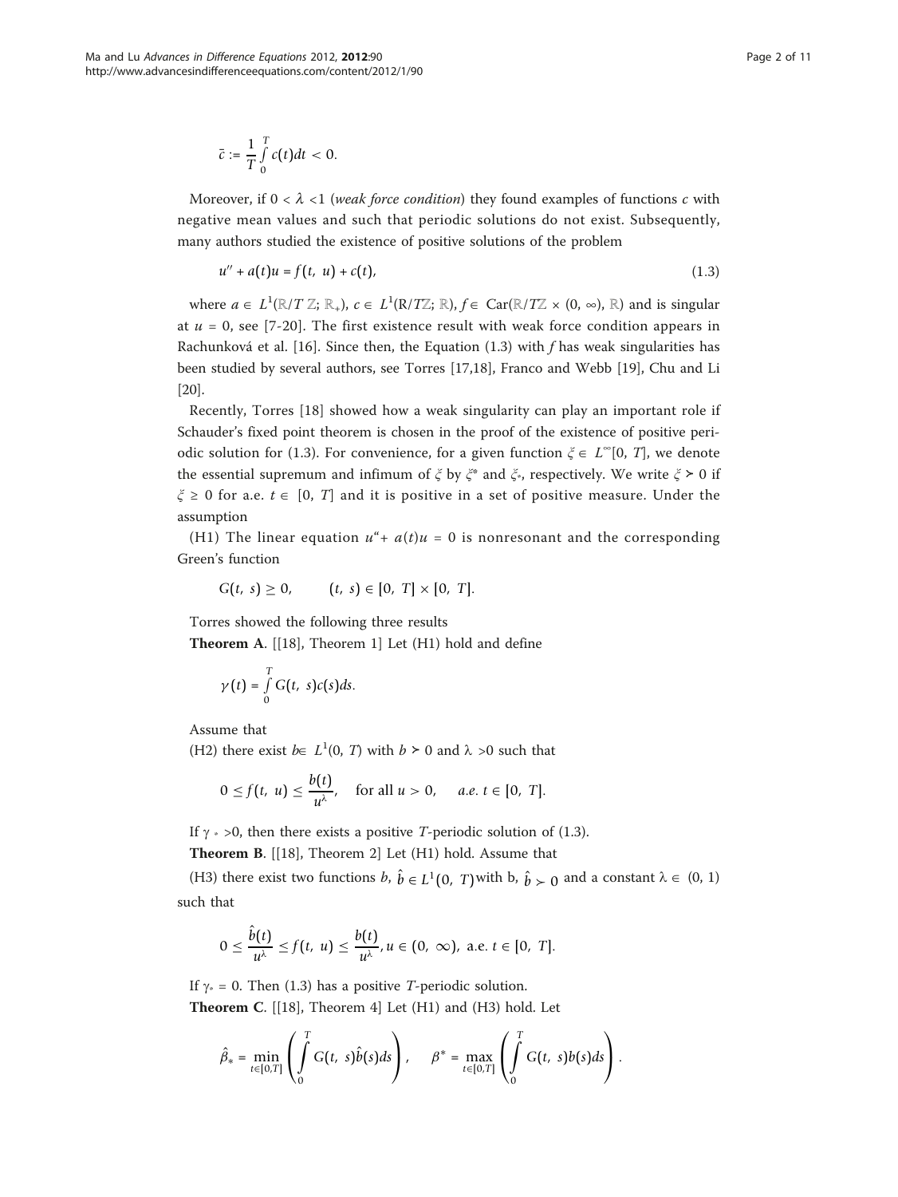$$\bar{c} := \frac{1}{T}\int_0^T c(t)dt < 0.$$

Moreover, if $0 < \lambda < 1$ (*weak force condition*) they found examples of functions $c$ with negative mean values and such that periodic solutions do not exist. Subsequently, many authors studied the existence of positive solutions of the problem

$$u'' + a(t)u = f(t, u) + c(t), \tag{1.3}$$

where $a \in L^1(\mathbb{R}/T\mathbb{Z}; \mathbb{R}_+)$, $c \in L^1(\mathbb{R}/T\mathbb{Z}; \mathbb{R})$, $f \in \mathrm{Car}(\mathbb{R}/T\mathbb{Z} \times (0, \infty), \mathbb{R})$ and is singular at $u = 0$, see [7-20]. The first existence result with weak force condition appears in Rachunková et al. [16]. Since then, the Equation (1.3) with $f$ has weak singularities has been studied by several authors, see Torres [17,18], Franco and Webb [19], Chu and Li [20].

Recently, Torres [18] showed how a weak singularity can play an important role if Schauder's fixed point theorem is chosen in the proof of the existence of positive periodic solution for (1.3). For convenience, for a given function $\xi \in L^\infty[0, T]$, we denote the essential supremum and infimum of $\xi$ by $\xi^*$ and $\xi_*$, respectively. We write $\xi \succ 0$ if $\xi \geq 0$ for a.e. $t \in [0, T]$ and it is positive in a set of positive measure. Under the assumption

(H1) The linear equation $u'' + a(t)u = 0$ is nonresonant and the corresponding Green's function

$$G(t, s) \geq 0, \qquad (t, s) \in [0, T] \times [0, T].$$

Torres showed the following three results

**Theorem A**. [[18], Theorem 1] Let (H1) hold and define

$$\gamma(t) = \int_0^T G(t, s)c(s)ds.$$

Assume that

(H2) there exist $b \in L^1(0, T)$ with $b \succ 0$ and $\lambda > 0$ such that

$$0 \leq f(t, u) \leq \frac{b(t)}{u^\lambda}, \quad \text{for all } u > 0, \quad a.e.\ t \in [0, T].$$

If $\gamma_* > 0$, then there exists a positive $T$-periodic solution of (1.3).

**Theorem B**. [[18], Theorem 2] Let (H1) hold. Assume that

(H3) there exist two functions $b, \hat{b} \in L^1(0, T)$ with b, $\hat{b} \succ 0$ and a constant $\lambda \in (0, 1)$ such that

$$0 \leq \frac{\hat{b}(t)}{u^\lambda} \leq f(t, u) \leq \frac{b(t)}{u^\lambda}, u \in (0, \infty), \text{ a.e. } t \in [0, T].$$

If $\gamma_* = 0$. Then (1.3) has a positive $T$-periodic solution.

**Theorem C**. [[18], Theorem 4] Let (H1) and (H3) hold. Let

$$\hat{\beta}_* = \min_{t \in [0,T]} \left( \int_0^T G(t, s)\hat{b}(s)ds \right), \qquad \beta^* = \max_{t \in [0,T]} \left( \int_0^T G(t, s)b(s)ds \right).$$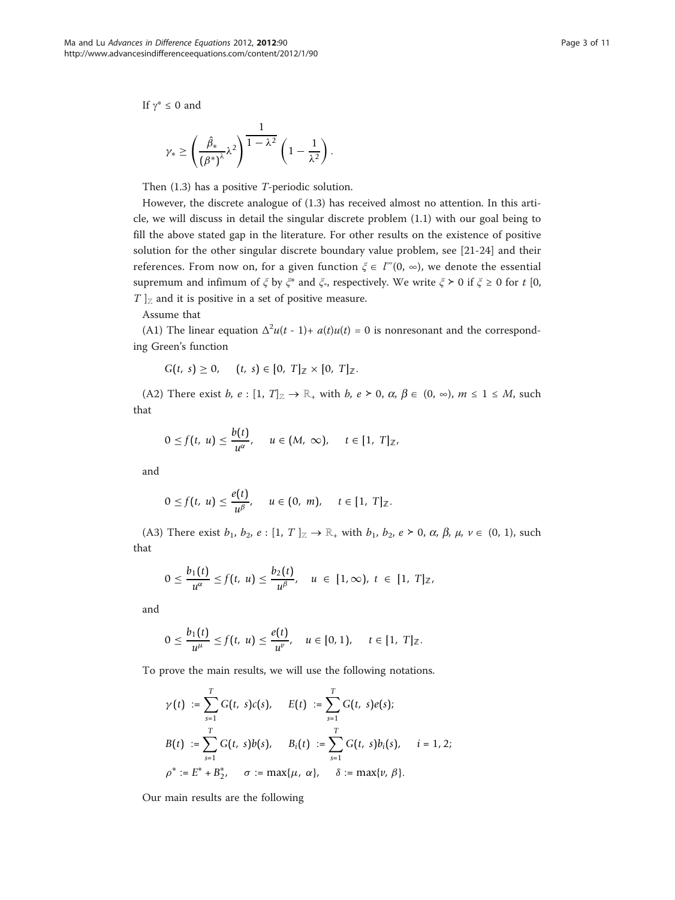If $\gamma^* \leq 0$ and

$$\gamma_* \geq \left( \frac{\hat{\beta}_*}{(\beta^*)^\lambda} \lambda^2 \right)^{\frac{1}{1-\lambda^2}} \left( 1 - \frac{1}{\lambda^2} \right).$$

Then (1.3) has a positive $T$-periodic solution.

However, the discrete analogue of (1.3) has received almost no attention. In this article, we will discuss in detail the singular discrete problem (1.1) with our goal being to fill the above stated gap in the literature. For other results on the existence of positive solution for the other singular discrete boundary value problem, see [21-24] and their references. From now on, for a given function $\xi \in l^\infty(0, \infty)$, we denote the essential supremum and infimum of $\xi$ by $\xi^*$ and $\xi_*$, respectively. We write $\xi \succ 0$ if $\xi \geq 0$ for $t$ $[0, T]_{\mathbb{Z}}$ and it is positive in a set of positive measure.

Assume that

(A1) The linear equation $\Delta^2 u(t-1) + a(t)u(t) = 0$ is nonresonant and the corresponding Green's function

$$G(t, s) \geq 0, \quad (t, s) \in [0, T]_{\mathbb{Z}} \times [0, T]_{\mathbb{Z}}.$$

(A2) There exist $b, e : [1, T]_{\mathbb{Z}} \to \mathbb{R}_+$ with $b, e \succ 0$, $\alpha, \beta \in (0, \infty)$, $m \leq 1 \leq M$, such that

$$0 \leq f(t, u) \leq \frac{b(t)}{u^\alpha}, \quad u \in (M, \infty), \quad t \in [1, T]_{\mathbb{Z}},$$

and

$$0 \leq f(t, u) \leq \frac{e(t)}{u^\beta}, \quad u \in (0, m), \quad t \in [1, T]_{\mathbb{Z}}.$$

(A3) There exist $b_1, b_2, e : [1, T]_{\mathbb{Z}} \to \mathbb{R}_+$ with $b_1, b_2, e \succ 0$, $\alpha, \beta, \mu, \nu \in (0, 1)$, such that

$$0 \leq \frac{b_1(t)}{u^\alpha} \leq f(t, u) \leq \frac{b_2(t)}{u^\beta}, \quad u \in [1, \infty), \ t \in [1, T]_{\mathbb{Z}},$$

and

$$0 \leq \frac{b_1(t)}{u^\mu} \leq f(t, u) \leq \frac{e(t)}{u^\nu}, \quad u \in [0, 1), \quad t \in [1, T]_{\mathbb{Z}}.$$

To prove the main results, we will use the following notations.

$$\gamma(t) := \sum_{s=1}^{T} G(t, s)c(s), \quad E(t) := \sum_{s=1}^{T} G(t, s)e(s);$$

$$B(t) := \sum_{s=1}^{T} G(t, s)b(s), \quad B_i(t) := \sum_{s=1}^{T} G(t, s)b_i(s), \quad i = 1, 2;$$

$$\rho^* := E^* + B_2^*, \quad \sigma := \max\{\mu, \alpha\}, \quad \delta := \max\{\nu, \beta\}.$$

Our main results are the following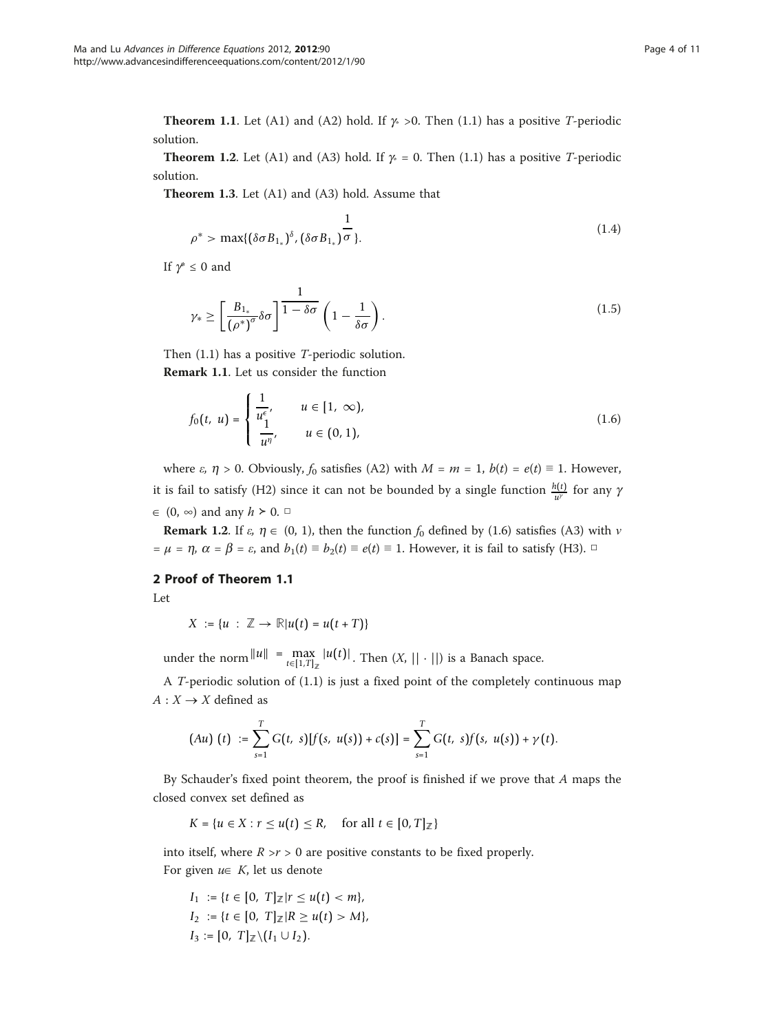**Theorem 1.1**. Let (A1) and (A2) hold. If $\gamma_* > 0$. Then (1.1) has a positive $T$-periodic solution.

**Theorem 1.2**. Let (A1) and (A3) hold. If $\gamma_* = 0$. Then (1.1) has a positive $T$-periodic solution.

**Theorem 1.3**. Let (A1) and (A3) hold. Assume that

$$\rho^* > \max\{(\delta\sigma B_{1_*})^{\delta}, (\delta\sigma B_{1_*})^{\frac{1}{\sigma}}\}. \tag{1.4}$$

If $\gamma^* \leq 0$ and

$$\gamma_* \geq \left[\frac{B_{1_*}}{(\rho^*)^{\sigma}}\delta\sigma\right]^{\frac{1}{1-\delta\sigma}}\left(1-\frac{1}{\delta\sigma}\right). \tag{1.5}$$

Then (1.1) has a positive $T$-periodic solution.

**Remark 1.1**. Let us consider the function

$$f_0(t,\ u) = \begin{cases} \dfrac{1}{u^{\epsilon}}, & u \in [1,\ \infty), \\ \dfrac{1}{u^{\eta}}, & u \in (0, 1), \end{cases} \tag{1.6}$$

where $\varepsilon$, $\eta > 0$. Obviously, $f_0$ satisfies (A2) with $M = m = 1$, $b(t) = e(t) \equiv 1$. However, it is fail to satisfy (H2) since it can not be bounded by a single function $\frac{h(t)}{u^{\gamma}}$ for any $\gamma \in (0, \infty)$ and any $h \succ 0$. □

**Remark 1.2**. If $\varepsilon$, $\eta \in (0, 1)$, then the function $f_0$ defined by (1.6) satisfies (A3) with $v = \mu = \eta$, $\alpha = \beta = \varepsilon$, and $b_1(t) \equiv b_2(t) \equiv e(t) \equiv 1$. However, it is fail to satisfy (H3). □

## 2 Proof of Theorem 1.1

Let

$$X := \{u : \mathbb{Z} \to \mathbb{R} | u(t) = u(t+T)\}$$

under the norm $\|u\| = \max_{t\in[1,T]_{\mathbb{Z}}} |u(t)|$. Then $(X, ||\cdot||)$ is a Banach space.

A $T$-periodic solution of (1.1) is just a fixed point of the completely continuous map $A : X \to X$ defined as

$$(Au)(t) := \sum_{s=1}^{T} G(t,\ s)[f(s,\ u(s)) + c(s)] = \sum_{s=1}^{T} G(t,\ s)f(s,\ u(s)) + \gamma(t).$$

By Schauder's fixed point theorem, the proof is finished if we prove that $A$ maps the closed convex set defined as

$$K = \{u \in X : r \leq u(t) \leq R, \quad \text{for all } t \in [0, T]_{\mathbb{Z}}\}$$

into itself, where $R > r > 0$ are positive constants to be fixed properly.

For given $u \in K$, let us denote

$$I_1 := \{t \in [0,\ T]_{\mathbb{Z}} | r \leq u(t) < m\},$$
$$I_2 := \{t \in [0,\ T]_{\mathbb{Z}} | R \geq u(t) > M\},$$
$$I_3 := [0,\ T]_{\mathbb{Z}} \backslash (I_1 \cup I_2).$$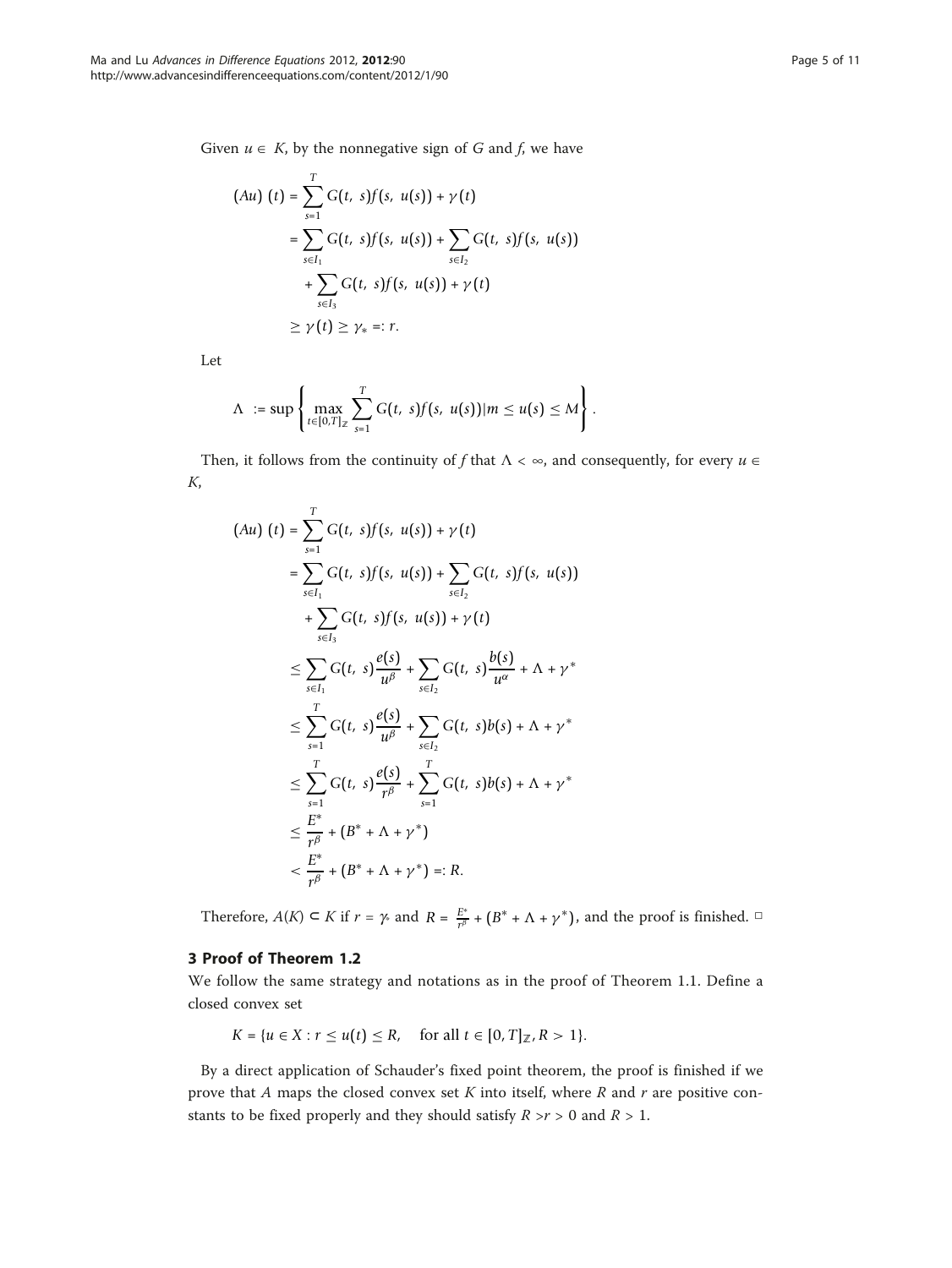Given $u \in K$, by the nonnegative sign of $G$ and $f$, we have

$$
\begin{aligned}
(Au)(t) &= \sum_{s=1}^{T} G(t, s) f(s, u(s)) + \gamma(t) \\
&= \sum_{s \in I_1} G(t, s) f(s, u(s)) + \sum_{s \in I_2} G(t, s) f(s, u(s)) \\
&\quad + \sum_{s \in I_3} G(t, s) f(s, u(s)) + \gamma(t) \\
&\geq \gamma(t) \geq \gamma_* =: r.
\end{aligned}
$$

Let

$$
\Lambda := \sup \left\{ \max_{t \in [0,T]_{\mathbb{Z}}} \sum_{s=1}^{T} G(t, s) f(s, u(s)) | m \leq u(s) \leq M \right\}.
$$

Then, it follows from the continuity of $f$ that $\Lambda < \infty$, and consequently, for every $u \in K$,

$$
\begin{aligned}
(Au)(t) &= \sum_{s=1}^{T} G(t, s) f(s, u(s)) + \gamma(t) \\
&= \sum_{s \in I_1} G(t, s) f(s, u(s)) + \sum_{s \in I_2} G(t, s) f(s, u(s)) \\
&\quad + \sum_{s \in I_3} G(t, s) f(s, u(s)) + \gamma(t) \\
&\leq \sum_{s \in I_1} G(t, s) \frac{e(s)}{u^{\beta}} + \sum_{s \in I_2} G(t, s) \frac{b(s)}{u^{\alpha}} + \Lambda + \gamma^* \\
&\leq \sum_{s=1}^{T} G(t, s) \frac{e(s)}{u^{\beta}} + \sum_{s \in I_2} G(t, s) b(s) + \Lambda + \gamma^* \\
&\leq \sum_{s=1}^{T} G(t, s) \frac{e(s)}{r^{\beta}} + \sum_{s=1}^{T} G(t, s) b(s) + \Lambda + \gamma^* \\
&\leq \frac{E^*}{r^{\beta}} + (B^* + \Lambda + \gamma^*) \\
&< \frac{E^*}{r^{\beta}} + (B^* + \Lambda + \gamma^*) =: R.
\end{aligned}
$$

Therefore, $A(K) \subset K$ if $r = \gamma_*$ and $R = \frac{E^*}{r^{\beta}} + (B^* + \Lambda + \gamma^*)$, and the proof is finished. □

## 3 Proof of Theorem 1.2

We follow the same strategy and notations as in the proof of Theorem 1.1. Define a closed convex set

$$
K = \{u \in X : r \leq u(t) \leq R, \quad \text{for all } t \in [0, T]_{\mathbb{Z}}, R > 1\}.
$$

By a direct application of Schauder's fixed point theorem, the proof is finished if we prove that $A$ maps the closed convex set $K$ into itself, where $R$ and $r$ are positive constants to be fixed properly and they should satisfy $R > r > 0$ and $R > 1$.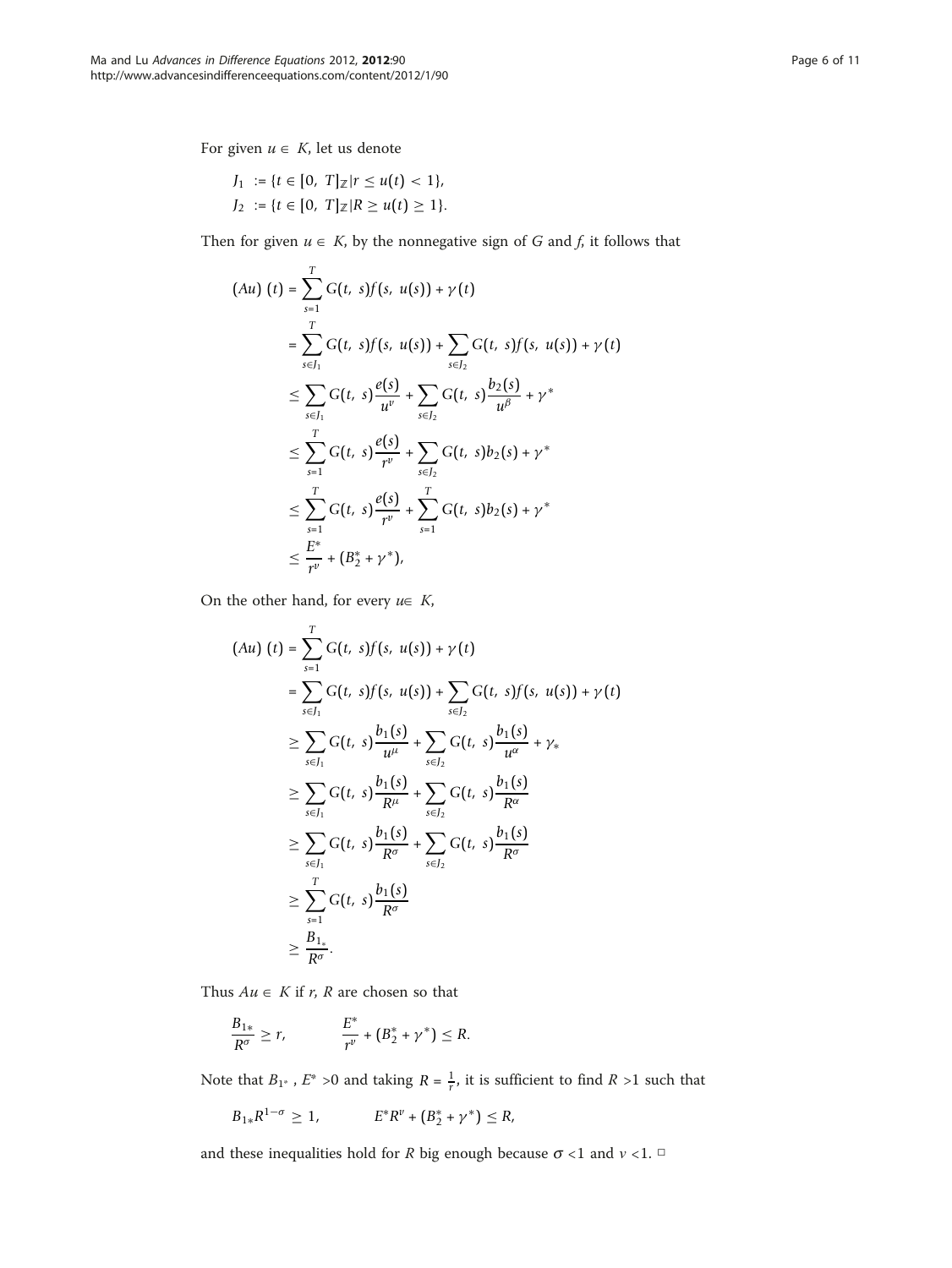For given $u \in K$, let us denote

$$J_1 := \{t \in [0, T]_{\mathbb{Z}} | r \le u(t) < 1\},$$
$$J_2 := \{t \in [0, T]_{\mathbb{Z}} | R \ge u(t) \ge 1\}.$$

Then for given $u \in K$, by the nonnegative sign of $G$ and $f$, it follows that

$$
\begin{aligned}
(Au)(t) &= \sum_{s=1}^{T} G(t, s) f(s, u(s)) + \gamma(t) \\
&= \sum_{s \in J_1} G(t, s) f(s, u(s)) + \sum_{s \in J_2} G(t, s) f(s, u(s)) + \gamma(t) \\
&\le \sum_{s \in J_1} G(t, s) \frac{e(s)}{u^{\nu}} + \sum_{s \in J_2} G(t, s) \frac{b_2(s)}{u^{\beta}} + \gamma^* \\
&\le \sum_{s=1}^{T} G(t, s) \frac{e(s)}{r^{\nu}} + \sum_{s \in J_2} G(t, s) b_2(s) + \gamma^* \\
&\le \sum_{s=1}^{T} G(t, s) \frac{e(s)}{r^{\nu}} + \sum_{s=1}^{T} G(t, s) b_2(s) + \gamma^* \\
&\le \frac{E^*}{r^{\nu}} + (B_2^* + \gamma^*),
\end{aligned}
$$

On the other hand, for every $u \in K$,

$$
\begin{aligned}
(Au)(t) &= \sum_{s=1}^{T} G(t, s) f(s, u(s)) + \gamma(t) \\
&= \sum_{s \in J_1} G(t, s) f(s, u(s)) + \sum_{s \in J_2} G(t, s) f(s, u(s)) + \gamma(t) \\
&\ge \sum_{s \in J_1} G(t, s) \frac{b_1(s)}{u^{\mu}} + \sum_{s \in J_2} G(t, s) \frac{b_1(s)}{u^{\alpha}} + \gamma_* \\
&\ge \sum_{s \in J_1} G(t, s) \frac{b_1(s)}{R^{\mu}} + \sum_{s \in J_2} G(t, s) \frac{b_1(s)}{R^{\alpha}} \\
&\ge \sum_{s \in J_1} G(t, s) \frac{b_1(s)}{R^{\sigma}} + \sum_{s \in J_2} G(t, s) \frac{b_1(s)}{R^{\sigma}} \\
&\ge \sum_{s=1}^{T} G(t, s) \frac{b_1(s)}{R^{\sigma}} \\
&\ge \frac{B_{1_*}}{R^{\sigma}}.
\end{aligned}
$$

Thus $Au \in K$ if $r$, $R$ are chosen so that

$$\frac{B_{1*}}{R^{\sigma}} \ge r, \qquad \frac{E^*}{r^{\nu}} + (B_2^* + \gamma^*) \le R.$$

Note that $B_{1^*}$, $E^* > 0$ and taking $R = \frac{1}{r}$, it is sufficient to find $R > 1$ such that

$$B_{1*} R^{1-\sigma} \ge 1, \qquad E^* R^{\nu} + (B_2^* + \gamma^*) \le R,$$

and these inequalities hold for $R$ big enough because $\sigma < 1$ and $\nu < 1$. □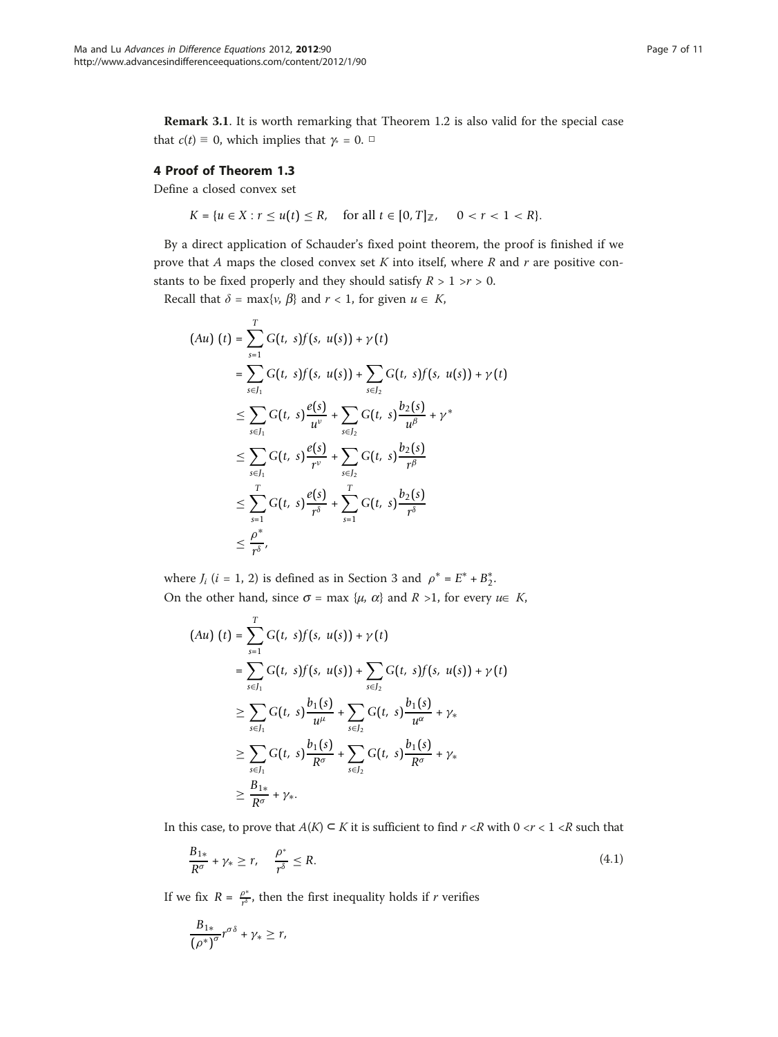**Remark 3.1**. It is worth remarking that Theorem 1.2 is also valid for the special case that $c(t) \equiv 0$, which implies that $\gamma_* = 0$. □

## 4 Proof of Theorem 1.3

Define a closed convex set

$$K = \{u \in X : r \le u(t) \le R, \quad \text{for all } t \in [0, T]_{\mathbb{Z}}, \quad 0 < r < 1 < R\}.$$

By a direct application of Schauder's fixed point theorem, the proof is finished if we prove that $A$ maps the closed convex set $K$ into itself, where $R$ and $r$ are positive constants to be fixed properly and they should satisfy $R > 1 > r > 0$.

Recall that $\delta = \max\{\nu, \beta\}$ and $r < 1$, for given $u \in K$,

$$\begin{aligned}
(Au)(t) &= \sum_{s=1}^{T} G(t, s) f(s, u(s)) + \gamma(t) \\
&= \sum_{s \in J_1} G(t, s) f(s, u(s)) + \sum_{s \in J_2} G(t, s) f(s, u(s)) + \gamma(t) \\
&\le \sum_{s \in J_1} G(t, s) \frac{e(s)}{u^{\nu}} + \sum_{s \in J_2} G(t, s) \frac{b_2(s)}{u^{\beta}} + \gamma^* \\
&\le \sum_{s \in J_1} G(t, s) \frac{e(s)}{r^{\nu}} + \sum_{s \in J_2} G(t, s) \frac{b_2(s)}{r^{\beta}} \\
&\le \sum_{s=1}^{T} G(t, s) \frac{e(s)}{r^{\delta}} + \sum_{s=1}^{T} G(t, s) \frac{b_2(s)}{r^{\delta}} \\
&\le \frac{\rho^*}{r^{\delta}},
\end{aligned}$$

where $J_i$ $(i = 1, 2)$ is defined as in Section 3 and $\rho^* = E^* + B_2^*$.

On the other hand, since $\sigma = \max\{\mu, \alpha\}$ and $R > 1$, for every $u \in K$,

$$\begin{aligned}
(Au)(t) &= \sum_{s=1}^{T} G(t, s) f(s, u(s)) + \gamma(t) \\
&= \sum_{s \in J_1} G(t, s) f(s, u(s)) + \sum_{s \in J_2} G(t, s) f(s, u(s)) + \gamma(t) \\
&\ge \sum_{s \in J_1} G(t, s) \frac{b_1(s)}{u^{\mu}} + \sum_{s \in J_2} G(t, s) \frac{b_1(s)}{u^{\alpha}} + \gamma_* \\
&\ge \sum_{s \in J_1} G(t, s) \frac{b_1(s)}{R^{\sigma}} + \sum_{s \in J_2} G(t, s) \frac{b_1(s)}{R^{\sigma}} + \gamma_* \\
&\ge \frac{B_{1*}}{R^{\sigma}} + \gamma_*.
\end{aligned}$$

In this case, to prove that $A(K) \subset K$ it is sufficient to find $r < R$ with $0 < r < 1 < R$ such that

$$\frac{B_{1*}}{R^{\sigma}} + \gamma_* \ge r, \quad \frac{\rho^*}{r^{\delta}} \le R. \tag{4.1}$$

If we fix $R = \frac{\rho^*}{r^{\delta}}$, then the first inequality holds if $r$ verifies

$$\frac{B_{1*}}{(\rho^*)^{\sigma}} r^{\sigma\delta} + \gamma_* \ge r,$$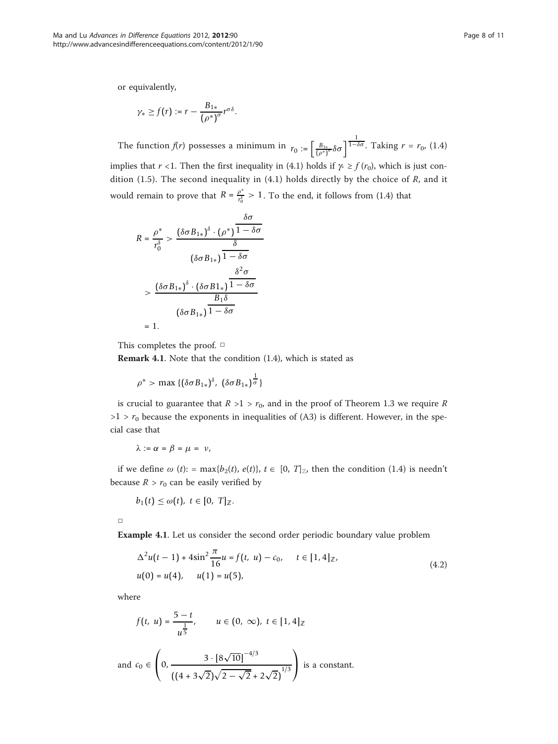or equivalently,

$$\gamma_* \geq f(r) := r - \frac{B_{1*}}{(\rho^*)^{\sigma}} r^{\sigma\delta}.$$

The function $f(r)$ possesses a minimum in $r_0 := \left[\frac{B_{1*}}{(\rho^*)^{\sigma}}\delta\sigma\right]^{\frac{1}{1-\delta\sigma}}$. Taking $r = r_0$, (1.4) implies that $r < 1$. Then the first inequality in (4.1) holds if $\gamma_* \geq f(r_0)$, which is just condition (1.5). The second inequality in (4.1) holds directly by the choice of $R$, and it would remain to prove that $R = \frac{\rho^*}{r_0^{\delta}} > 1$. To the end, it follows from (1.4) that

$$\begin{aligned} R = \frac{\rho^*}{r_0^{\delta}} &> \frac{(\delta\sigma B_{1*})^{\delta} \cdot (\rho^*)^{\frac{\delta\sigma}{1-\delta\sigma}}}{(\delta\sigma B_{1*})^{\frac{\delta}{1-\delta\sigma}}} \\ &> \frac{(\delta\sigma B_{1*})^{\delta} \cdot (\delta\sigma B1_*)^{\frac{\delta^2\sigma}{1-\delta\sigma}}}{(\delta\sigma B_{1*})^{\frac{B_1\delta}{1-\delta\sigma}}} \\ &= 1. \end{aligned}$$

This completes the proof. □

**Remark 4.1**. Note that the condition (1.4), which is stated as

$$\rho^* > \max\{(\delta\sigma B_{1*})^{\delta},\ (\delta\sigma B_{1*})^{\frac{1}{\sigma}}\}$$

is crucial to guarantee that $R > 1 > r_0$, and in the proof of Theorem 1.3 we require $R > 1 > r_0$ because the exponents in inequalities of (A3) is different. However, in the special case that

$$\lambda := \alpha = \beta = \mu = \nu,$$

if we define $\omega(t) := \max\{b_2(t), e(t)\}$, $t \in [0, T]_{\mathbb{Z}}$, then the condition (1.4) is needn't because $R > r_0$ can be easily verified by

$$b_1(t) \leq \omega(t),\ t \in [0, T]_{\mathbb{Z}}.$$

□

**Example 4.1**. Let us consider the second order periodic boundary value problem

$$\begin{aligned} &\Delta^2 u(t-1) + 4\sin^2\frac{\pi}{16}u = f(t, u) - c_0, \quad t \in [1, 4]_{\mathbb{Z}}, \\ &u(0) = u(4), \quad u(1) = u(5), \end{aligned} \tag{4.2}$$

where

$$f(t, u) = \frac{5-t}{u^{\frac{1}{5}}}, \qquad u \in (0, \infty),\ t \in [1, 4]_{\mathbb{Z}}$$

and $c_0 \in \left(0, \frac{3 \cdot [8\sqrt{10}]^{-4/3}}{((4+3\sqrt{2})\sqrt{2-\sqrt{2}}+2\sqrt{2})^{1/3}}\right)$ is a constant.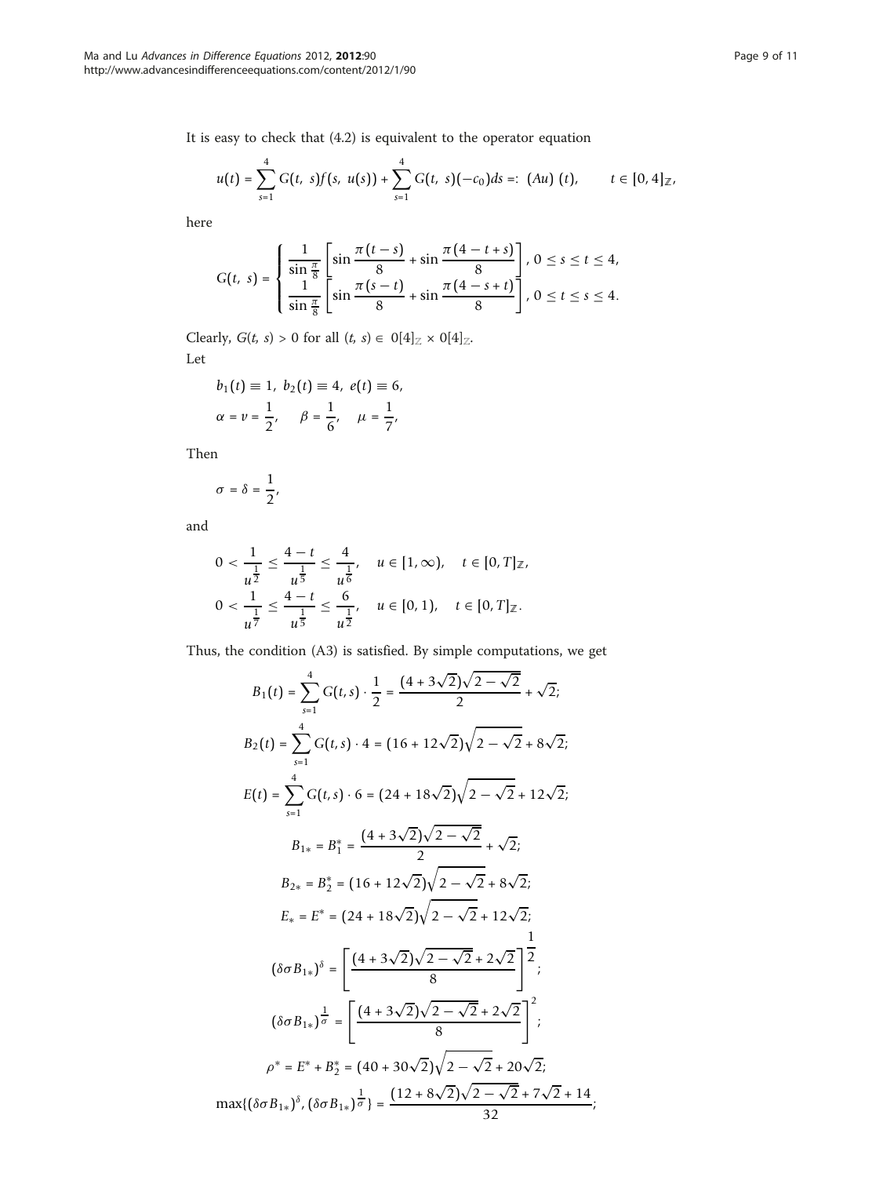It is easy to check that (4.2) is equivalent to the operator equation

$$u(t) = \sum_{s=1}^{4} G(t,\ s)f(s,\ u(s)) + \sum_{s=1}^{4} G(t,\ s)(-c_0)ds =:\ (Au)\ (t), \qquad t \in [0, 4]_{\mathbb{Z}},$$

here

$$G(t,\ s) = \begin{cases} \dfrac{1}{\sin\frac{\pi}{8}}\left[\sin\dfrac{\pi(t-s)}{8} + \sin\dfrac{\pi(4-t+s)}{8}\right],\ 0 \le s \le t \le 4, \\ \dfrac{1}{\sin\frac{\pi}{8}}\left[\sin\dfrac{\pi(s-t)}{8} + \sin\dfrac{\pi(4-s+t)}{8}\right],\ 0 \le t \le s \le 4. \end{cases}$$

Clearly, $G(t, s) > 0$ for all $(t, s) \in\ 0[4]_{\mathbb{Z}} \times 0[4]_{\mathbb{Z}}$.

Let

$$b_1(t) \equiv 1,\ b_2(t) \equiv 4,\ e(t) \equiv 6,$$
$$\alpha = \nu = \frac{1}{2}, \qquad \beta = \frac{1}{6}, \qquad \mu = \frac{1}{7},$$

Then

$$\sigma = \delta = \frac{1}{2},$$

and

$$0 < \frac{1}{u^{\frac{1}{2}}} \le \frac{4-t}{u^{\frac{1}{5}}} \le \frac{4}{u^{\frac{1}{6}}}, \quad u \in [1, \infty), \quad t \in [0, T]_{\mathbb{Z}},$$
$$0 < \frac{1}{u^{\frac{1}{7}}} \le \frac{4-t}{u^{\frac{1}{5}}} \le \frac{6}{u^{\frac{1}{2}}}, \quad u \in [0, 1), \quad t \in [0, T]_{\mathbb{Z}}.$$

Thus, the condition (A3) is satisfied. By simple computations, we get

$$B_1(t) = \sum_{s=1}^{4} G(t,s) \cdot \frac{1}{2} = \frac{(4+3\sqrt{2})\sqrt{2-\sqrt{2}}}{2} + \sqrt{2};$$

$$B_2(t) = \sum_{s=1}^{4} G(t,s) \cdot 4 = (16+12\sqrt{2})\sqrt{2-\sqrt{2}} + 8\sqrt{2};$$

$$E(t) = \sum_{s=1}^{4} G(t,s) \cdot 6 = (24+18\sqrt{2})\sqrt{2-\sqrt{2}} + 12\sqrt{2};$$

$$B_{1*} = B_1^* = \frac{(4+3\sqrt{2})\sqrt{2-\sqrt{2}}}{2} + \sqrt{2};$$

$$B_{2*} = B_2^* = (16+12\sqrt{2})\sqrt{2-\sqrt{2}} + 8\sqrt{2};$$

$$E_* = E^* = (24+18\sqrt{2})\sqrt{2-\sqrt{2}} + 12\sqrt{2};$$

$$(\delta\sigma B_{1*})^{\delta} = \left[\frac{(4+3\sqrt{2})\sqrt{2-\sqrt{2}} + 2\sqrt{2}}{8}\right]^{\frac{1}{2}};$$

$$(\delta\sigma B_{1*})^{\frac{1}{\sigma}} = \left[\frac{(4+3\sqrt{2})\sqrt{2-\sqrt{2}} + 2\sqrt{2}}{8}\right]^{2};$$

$$\rho^* = E^* + B_2^* = (40+30\sqrt{2})\sqrt{2-\sqrt{2}} + 20\sqrt{2};$$

$$\max\{(\delta\sigma B_{1*})^{\delta}, (\delta\sigma B_{1*})^{\frac{1}{\sigma}}\} = \frac{(12+8\sqrt{2})\sqrt{2-\sqrt{2}} + 7\sqrt{2} + 14}{32};$$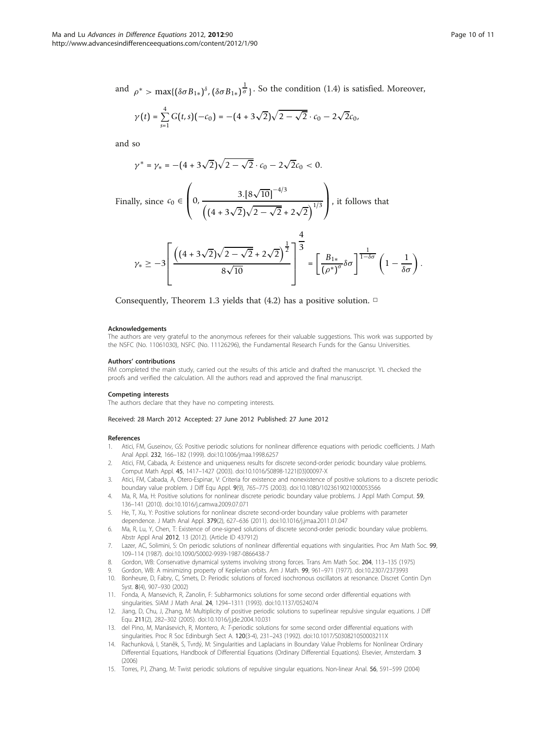and $\rho^* > \max\{(\delta\sigma B_{1*})^{\delta}, (\delta\sigma B_{1*})^{\frac{1}{\sigma}}\}$. So the condition (1.4) is satisfied. Moreover,

$$\gamma(t) = \sum_{s=1}^{4} G(t,s)(-c_0) = -(4+3\sqrt{2})\sqrt{2-\sqrt{2}} \cdot c_0 - 2\sqrt{2}c_0,$$

and so

$$\gamma^* = \gamma_* = -(4+3\sqrt{2})\sqrt{2-\sqrt{2}} \cdot c_0 - 2\sqrt{2}c_0 < 0.$$

Finally, since $c_0 \in \left(0, \frac{3.[8\sqrt{10}]^{-4/3}}{\left((4+3\sqrt{2})\sqrt{2-\sqrt{2}}+2\sqrt{2}\right)^{1/3}}\right)$, it follows that

$$\gamma_* \geq -3\left[\frac{\left((4+3\sqrt{2})\sqrt{2-\sqrt{2}}+2\sqrt{2}\right)^{\frac{1}{2}}}{8\sqrt{10}}\right]^{\frac{4}{3}} = \left[\frac{B_{1*}}{(\rho^*)^{\sigma}}\delta\sigma\right]^{\frac{1}{1-\delta\sigma}}\left(1-\frac{1}{\delta\sigma}\right).$$

Consequently, Theorem 1.3 yields that (4.2) has a positive solution. □

#### Acknowledgements

The authors are very grateful to the anonymous referees for their valuable suggestions. This work was supported by the NSFC (No. 11061030), NSFC (No. 11126296), the Fundamental Research Funds for the Gansu Universities.

#### Authors' contributions

RM completed the main study, carried out the results of this article and drafted the manuscript. YL checked the proofs and verified the calculation. All the authors read and approved the final manuscript.

#### Competing interests

The authors declare that they have no competing interests.

Received: 28 March 2012 Accepted: 27 June 2012 Published: 27 June 2012

#### References

1. Atici, FM, Guseinov, GS: Positive periodic solutions for nonlinear difference equations with periodic coefficients. J Math Anal Appl. **232**, 166–182 (1999). doi:10.1006/jmaa.1998.6257
2. Atici, FM, Cabada, A: Existence and uniqueness results for discrete second-order periodic boundary value problems. Comput Math Appl. **45**, 1417–1427 (2003). doi:10.1016/S0898-1221(03)00097-X
3. Atici, FM, Cabada, A, Otero-Espinar, V: Criteria for existence and nonexistence of positive solutions to a discrete periodic boundary value problem. J Diff Equ Appl. **9**(9), 765–775 (2003). doi:10.1080/1023619021000053566
4. Ma, R, Ma, H: Positive solutions for nonlinear discrete periodic boundary value problems. J Appl Math Comput. **59**, 136–141 (2010). doi:10.1016/j.camwa.2009.07.071
5. He, T, Xu, Y: Positive solutions for nonlinear discrete second-order boundary value problems with parameter dependence. J Math Anal Appl. **379**(2), 627–636 (2011). doi:10.1016/j.jmaa.2011.01.047
6. Ma, R, Lu, Y, Chen, T: Existence of one-signed solutions of discrete second-order periodic boundary value problems. Abstr Appl Anal **2012**, 13 (2012). (Article ID 437912)
7. Lazer, AC, Solimini, S: On periodic solutions of nonlinear differential equations with singularities. Proc Am Math Soc. **99**, 109–114 (1987). doi:10.1090/S0002-9939-1987-0866438-7
8. Gordon, WB: Conservative dynamical systems involving strong forces. Trans Am Math Soc. **204**, 113–135 (1975)
9. Gordon, WB: A minimizing property of Keplerian orbits. Am J Math. **99**, 961–971 (1977). doi:10.2307/2373993
10. Bonheure, D, Fabry, C, Smets, D: Periodic solutions of forced isochronous oscillators at resonance. Discret Contin Dyn Syst. **8**(4), 907–930 (2002)
11. Fonda, A, Mansevich, R, Zanolin, F: Subharmonics solutions for some second order differential equations with singularities. SIAM J Math Anal. **24**, 1294–1311 (1993). doi:10.1137/0524074
12. Jiang, D, Chu, J, Zhang, M: Multiplicity of positive periodic solutions to superlinear repulsive singular equations. J Diff Equ. **211**(2), 282–302 (2005). doi:10.1016/j.jde.2004.10.031
13. del Pino, M, Manásevich, R, Montero, A: *T*-periodic solutions for some second order differential equations with singularities. Proc R Soc Edinburgh Sect A. **120**(3-4), 231–243 (1992). doi:10.1017/S030821050003211X
14. Rachunková, I, Staněk, S, Tvrdý, M: Singularities and Laplacians in Boundary Value Problems for Nonlinear Ordinary Differential Equations, Handbook of Differential Equations (Ordinary Differential Equations). Elsevier, Amsterdam. **3** (2006)
15. Torres, PJ, Zhang, M: Twist periodic solutions of repulsive singular equations. Non-linear Anal. **56**, 591–599 (2004)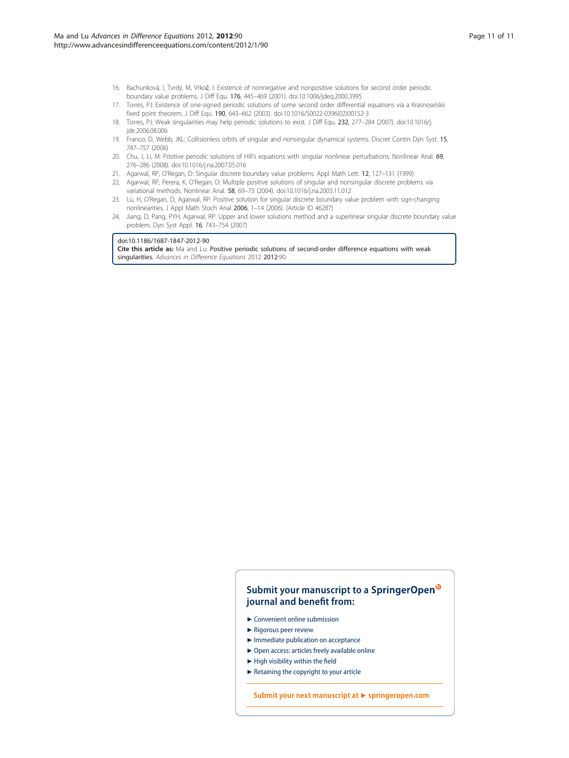16. Rachunková, I, Tvrdý, M, Vrkoč, I: Existence of nonnegative and nonpositive solutions for second order periodic boundary value problems. J Diff Equ. **176**, 445–469 (2001). doi:10.1006/jdeq.2000.3995
17. Torres, PJ: Existence of one-signed periodic solutions of some second order differential equations via a Krasnoselskii fixed point theorem. J Diff Equ. **190**, 643–662 (2003). doi:10.1016/S0022-0396(02)00152-3
18. Torres, PJ: Weak singularities may help periodic solutions to exist. J Diff Equ. **232**, 277–284 (2007). doi:10.1016/j.jde.2006.08.006
19. Franco, D, Webb, JKL: Collisionless orbits of singular and nonsingular dynamical systems. Discret Contin Dyn Syst. **15**, 747–757 (2006)
20. Chu, J, Li, M: Positive periodic solutions of Hill's equations with singular nonlinear perturbations. Nonlinear Anal. **69**, 276–286 (2008). doi:10.1016/j.na.2007.05.016
21. Agarwal, RP, O'Regan, D: Singular discrete boundary value problems. Appl Math Lett. **12**, 127–131 (1999)
22. Agarwal, RP, Perera, K, O'Regan, D: Multiple positive solutions of singular and nonsingular discrete problems via variational methods. Nonlinear Anal. **58**, 69–73 (2004). doi:10.1016/j.na.2003.11.012
23. Lü, H, O'Regan, D, Agarwal, RP: Positive solution for singular discrete boundary value problem with sign-changing nonlinearities. J Appl Math Stoch Anal **2006**, 1–14 (2006). (Article ID 46287)
24. Jiang, D, Pang, PYH, Agarwal, RP: Upper and lower solutions method and a superlinear singular discrete boundary value problem. Dyn Syst Appl. **16**, 743–754 (2007)

doi:10.1186/1687-1847-2012-90
**Cite this article as:** Ma and Lu: Positive periodic solutions of second-order difference equations with weak singularities. *Advances in Difference Equations* 2012 **2012**:90.

**Submit your manuscript to a SpringerOpen journal and benefit from:**

- ► Convenient online submission
- ► Rigorous peer review
- ► Immediate publication on acceptance
- ► Open access: articles freely available online
- ► High visibility within the field
- ► Retaining the copyright to your article

**Submit your next manuscript at ► springeropen.com**